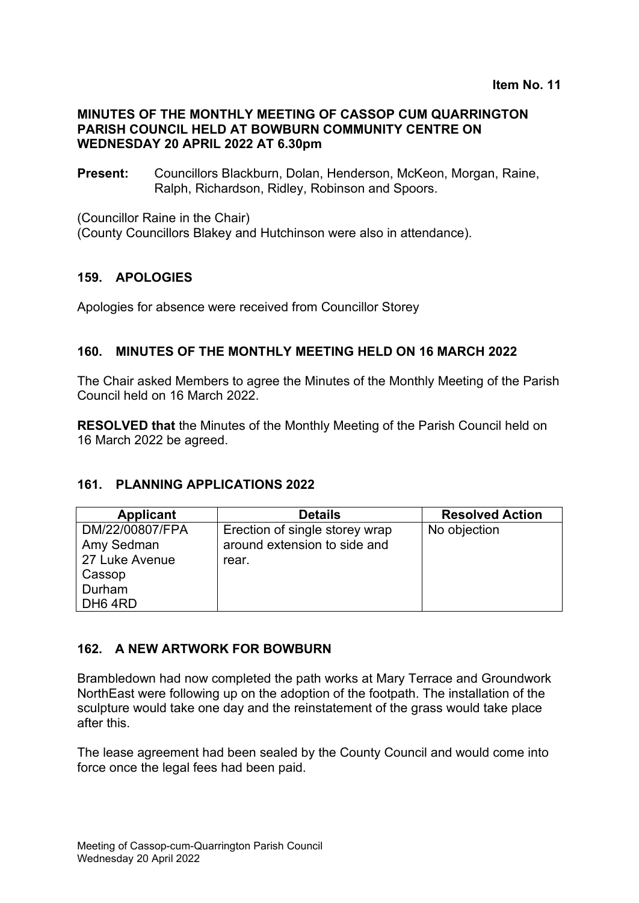**Item No. 11**

# MINUTES OF THE MONTHLY MEETING OF CASSOP CUM QUARRINGTON PARISH COUNCIL HELD AT BOWBURN COMMUNITY CENTRE ON WEDNESDAY 20 APRIL 2022 AT 6.30pm

**Present:** Councillors Blackburn, Dolan, Henderson, McKeon, Morgan, Raine, Ralph, Richardson, Ridley, Robinson and Spoors.

(Councillor Raine in the Chair)
(County Councillors Blakey and Hutchinson were also in attendance).

## 159. APOLOGIES

Apologies for absence were received from Councillor Storey

## 160. MINUTES OF THE MONTHLY MEETING HELD ON 16 MARCH 2022

The Chair asked Members to agree the Minutes of the Monthly Meeting of the Parish Council held on 16 March 2022.

**RESOLVED that** the Minutes of the Monthly Meeting of the Parish Council held on 16 March 2022 be agreed.

## 161. PLANNING APPLICATIONS 2022

| Applicant | Details | Resolved Action |
|---|---|---|
| DM/22/00807/FPA<br>Amy Sedman<br>27 Luke Avenue<br>Cassop<br>Durham<br>DH6 4RD | Erection of single storey wrap around extension to side and rear. | No objection |

## 162. A NEW ARTWORK FOR BOWBURN

Brambledown had now completed the path works at Mary Terrace and Groundwork NorthEast were following up on the adoption of the footpath. The installation of the sculpture would take one day and the reinstatement of the grass would take place after this.

The lease agreement had been sealed by the County Council and would come into force once the legal fees had been paid.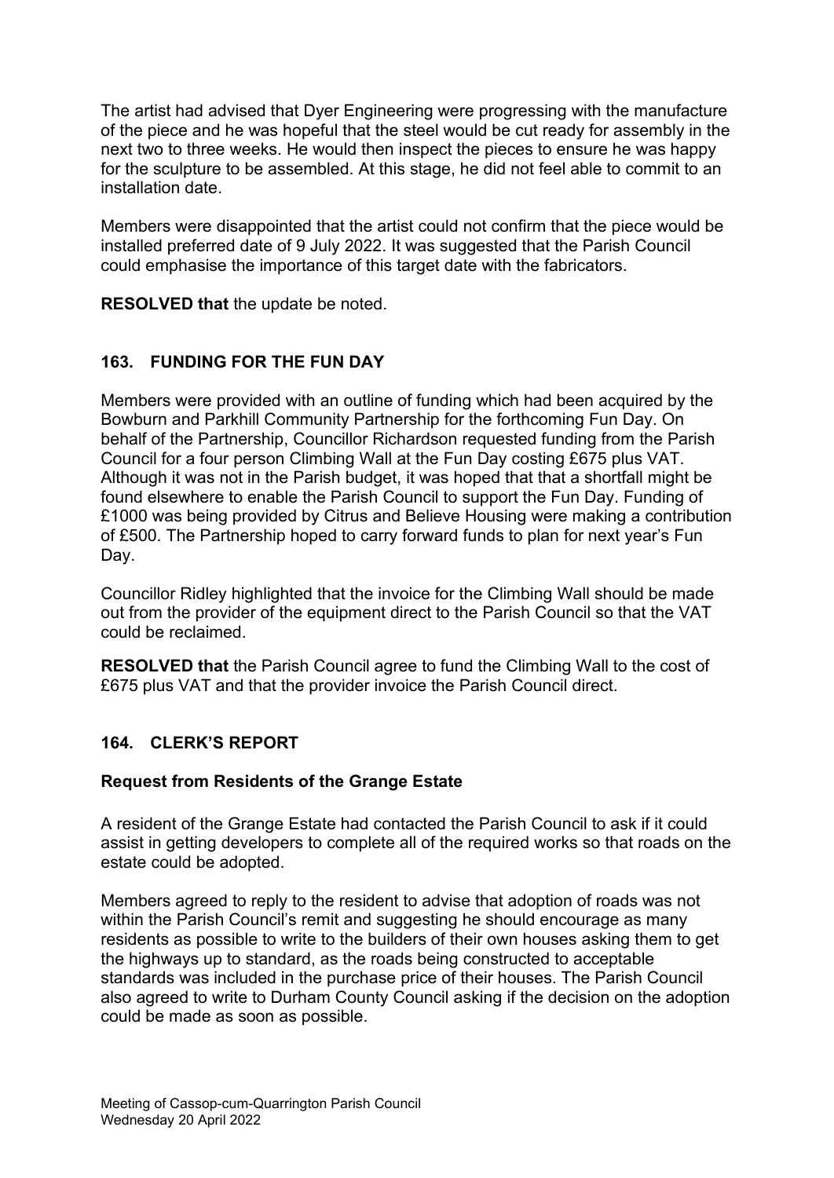The artist had advised that Dyer Engineering were progressing with the manufacture of the piece and he was hopeful that the steel would be cut ready for assembly in the next two to three weeks. He would then inspect the pieces to ensure he was happy for the sculpture to be assembled. At this stage, he did not feel able to commit to an installation date.

Members were disappointed that the artist could not confirm that the piece would be installed preferred date of 9 July 2022. It was suggested that the Parish Council could emphasise the importance of this target date with the fabricators.

**RESOLVED that** the update be noted.

## 163. FUNDING FOR THE FUN DAY

Members were provided with an outline of funding which had been acquired by the Bowburn and Parkhill Community Partnership for the forthcoming Fun Day. On behalf of the Partnership, Councillor Richardson requested funding from the Parish Council for a four person Climbing Wall at the Fun Day costing £675 plus VAT. Although it was not in the Parish budget, it was hoped that that a shortfall might be found elsewhere to enable the Parish Council to support the Fun Day. Funding of £1000 was being provided by Citrus and Believe Housing were making a contribution of £500. The Partnership hoped to carry forward funds to plan for next year's Fun Day.

Councillor Ridley highlighted that the invoice for the Climbing Wall should be made out from the provider of the equipment direct to the Parish Council so that the VAT could be reclaimed.

**RESOLVED that** the Parish Council agree to fund the Climbing Wall to the cost of £675 plus VAT and that the provider invoice the Parish Council direct.

## 164. CLERK'S REPORT

### Request from Residents of the Grange Estate

A resident of the Grange Estate had contacted the Parish Council to ask if it could assist in getting developers to complete all of the required works so that roads on the estate could be adopted.

Members agreed to reply to the resident to advise that adoption of roads was not within the Parish Council's remit and suggesting he should encourage as many residents as possible to write to the builders of their own houses asking them to get the highways up to standard, as the roads being constructed to acceptable standards was included in the purchase price of their houses. The Parish Council also agreed to write to Durham County Council asking if the decision on the adoption could be made as soon as possible.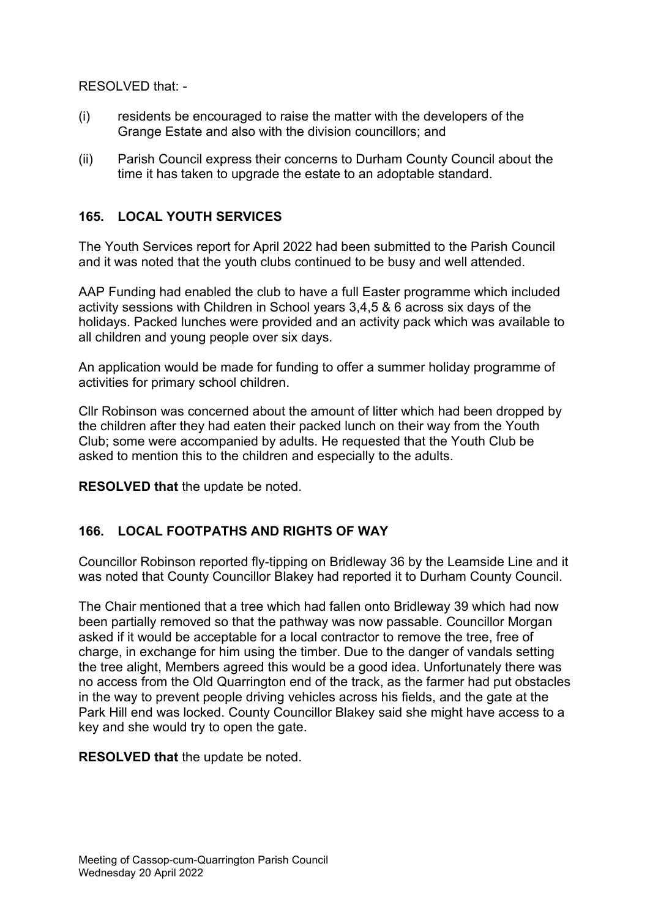RESOLVED that: -

(i) residents be encouraged to raise the matter with the developers of the Grange Estate and also with the division councillors; and

(ii) Parish Council express their concerns to Durham County Council about the time it has taken to upgrade the estate to an adoptable standard.

## 165. LOCAL YOUTH SERVICES

The Youth Services report for April 2022 had been submitted to the Parish Council and it was noted that the youth clubs continued to be busy and well attended.

AAP Funding had enabled the club to have a full Easter programme which included activity sessions with Children in School years 3,4,5 & 6 across six days of the holidays. Packed lunches were provided and an activity pack which was available to all children and young people over six days.

An application would be made for funding to offer a summer holiday programme of activities for primary school children.

Cllr Robinson was concerned about the amount of litter which had been dropped by the children after they had eaten their packed lunch on their way from the Youth Club; some were accompanied by adults. He requested that the Youth Club be asked to mention this to the children and especially to the adults.

**RESOLVED that** the update be noted.

## 166. LOCAL FOOTPATHS AND RIGHTS OF WAY

Councillor Robinson reported fly-tipping on Bridleway 36 by the Leamside Line and it was noted that County Councillor Blakey had reported it to Durham County Council.

The Chair mentioned that a tree which had fallen onto Bridleway 39 which had now been partially removed so that the pathway was now passable. Councillor Morgan asked if it would be acceptable for a local contractor to remove the tree, free of charge, in exchange for him using the timber. Due to the danger of vandals setting the tree alight, Members agreed this would be a good idea. Unfortunately there was no access from the Old Quarrington end of the track, as the farmer had put obstacles in the way to prevent people driving vehicles across his fields, and the gate at the Park Hill end was locked. County Councillor Blakey said she might have access to a key and she would try to open the gate.

**RESOLVED that** the update be noted.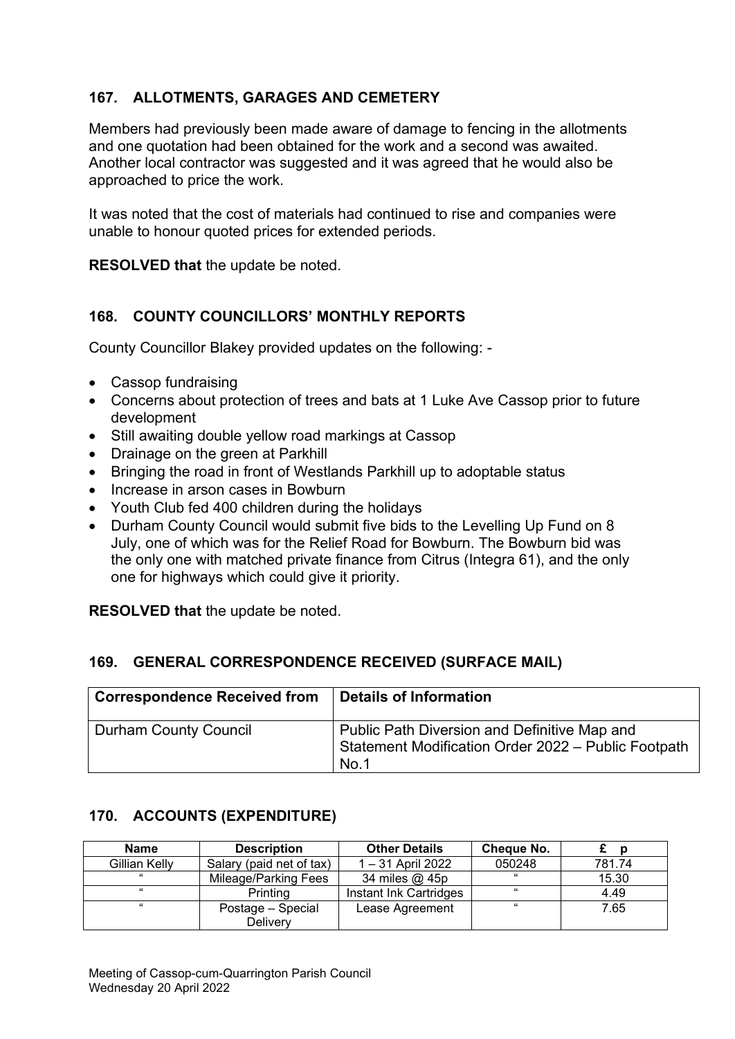## 167. ALLOTMENTS, GARAGES AND CEMETERY

Members had previously been made aware of damage to fencing in the allotments and one quotation had been obtained for the work and a second was awaited. Another local contractor was suggested and it was agreed that he would also be approached to price the work.

It was noted that the cost of materials had continued to rise and companies were unable to honour quoted prices for extended periods.

**RESOLVED that** the update be noted.

## 168. COUNTY COUNCILLORS' MONTHLY REPORTS

County Councillor Blakey provided updates on the following: -

- Cassop fundraising
- Concerns about protection of trees and bats at 1 Luke Ave Cassop prior to future development
- Still awaiting double yellow road markings at Cassop
- Drainage on the green at Parkhill
- Bringing the road in front of Westlands Parkhill up to adoptable status
- Increase in arson cases in Bowburn
- Youth Club fed 400 children during the holidays
- Durham County Council would submit five bids to the Levelling Up Fund on 8 July, one of which was for the Relief Road for Bowburn. The Bowburn bid was the only one with matched private finance from Citrus (Integra 61), and the only one for highways which could give it priority.

**RESOLVED that** the update be noted.

## 169. GENERAL CORRESPONDENCE RECEIVED (SURFACE MAIL)

| Correspondence Received from | Details of Information |
|---|---|
| Durham County Council | Public Path Diversion and Definitive Map and Statement Modification Order 2022 – Public Footpath No.1 |

## 170. ACCOUNTS (EXPENDITURE)

| Name | Description | Other Details | Cheque No. | £ p |
|---|---|---|---|---|
| Gillian Kelly | Salary (paid net of tax) | 1 – 31 April 2022 | 050248 | 781.74 |
| " | Mileage/Parking Fees | 34 miles @ 45p | " | 15.30 |
| " | Printing | Instant Ink Cartridges | " | 4.49 |
| " | Postage – Special Delivery | Lease Agreement | " | 7.65 |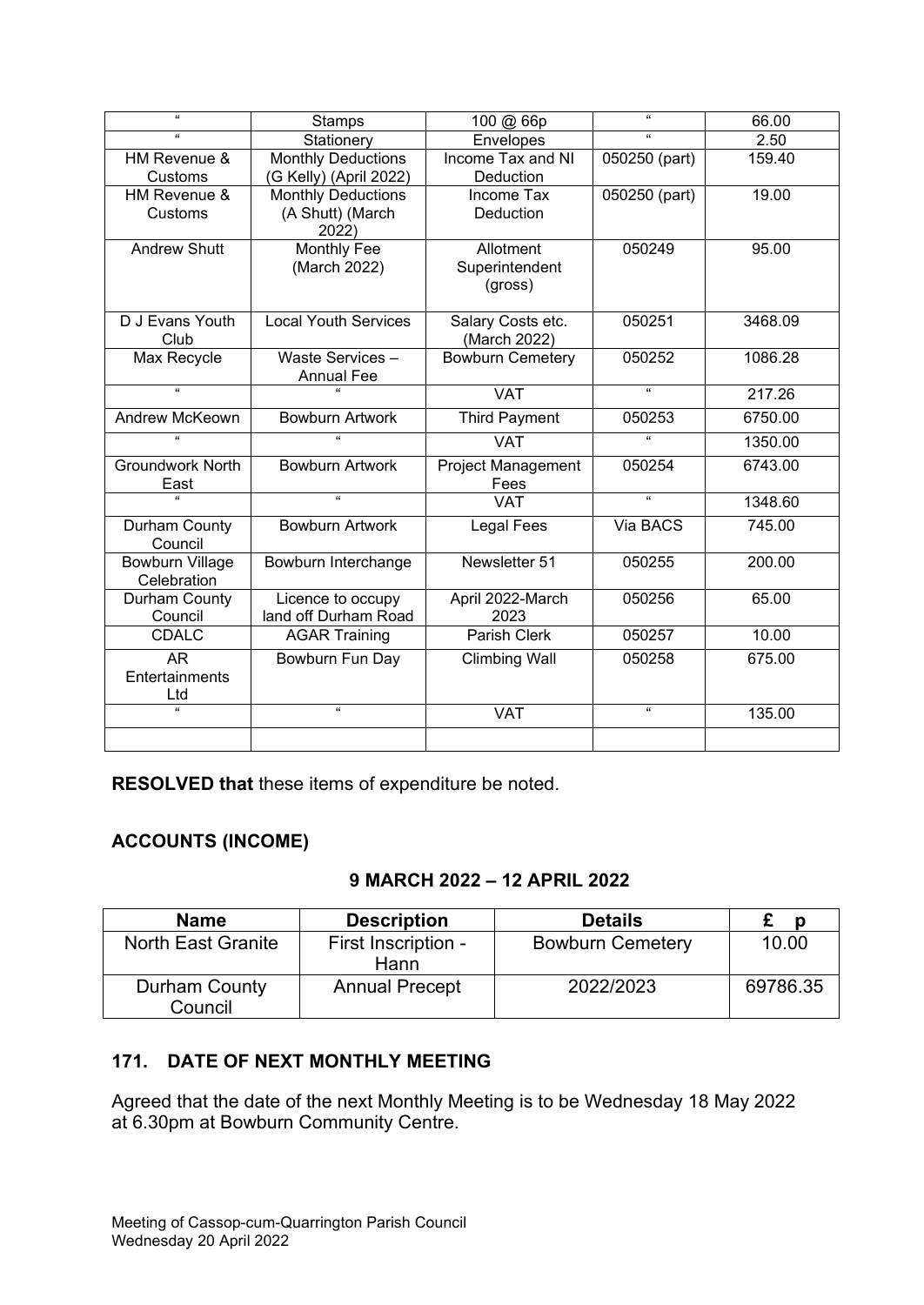| | | | | |
|---|---|---|---|---|
| " | Stamps | 100 @ 66p | " | 66.00 |
| " | Stationery | Envelopes | " | 2.50 |
| HM Revenue & Customs | Monthly Deductions (G Kelly) (April 2022) | Income Tax and NI Deduction | 050250 (part) | 159.40 |
| HM Revenue & Customs | Monthly Deductions (A Shutt) (March 2022) | Income Tax Deduction | 050250 (part) | 19.00 |
| Andrew Shutt | Monthly Fee (March 2022) | Allotment Superintendent (gross) | 050249 | 95.00 |
| D J Evans Youth Club | Local Youth Services | Salary Costs etc. (March 2022) | 050251 | 3468.09 |
| Max Recycle | Waste Services – Annual Fee | Bowburn Cemetery | 050252 | 1086.28 |
| " | " | VAT | " | 217.26 |
| Andrew McKeown | Bowburn Artwork | Third Payment | 050253 | 6750.00 |
| " | " | VAT | " | 1350.00 |
| Groundwork North East | Bowburn Artwork | Project Management Fees | 050254 | 6743.00 |
| " | " | VAT | " | 1348.60 |
| Durham County Council | Bowburn Artwork | Legal Fees | Via BACS | 745.00 |
| Bowburn Village Celebration | Bowburn Interchange | Newsletter 51 | 050255 | 200.00 |
| Durham County Council | Licence to occupy land off Durham Road | April 2022-March 2023 | 050256 | 65.00 |
| CDALC | AGAR Training | Parish Clerk | 050257 | 10.00 |
| AR Entertainments Ltd | Bowburn Fun Day | Climbing Wall | 050258 | 675.00 |
| " | " | VAT | " | 135.00 |
| | | | | |

**RESOLVED that** these items of expenditure be noted.

## ACCOUNTS (INCOME)

### 9 MARCH 2022 – 12 APRIL 2022

| Name | Description | Details | £ p |
|---|---|---|---|
| North East Granite | First Inscription - Hann | Bowburn Cemetery | 10.00 |
| Durham County Council | Annual Precept | 2022/2023 | 69786.35 |

## 171. DATE OF NEXT MONTHLY MEETING

Agreed that the date of the next Monthly Meeting is to be Wednesday 18 May 2022 at 6.30pm at Bowburn Community Centre.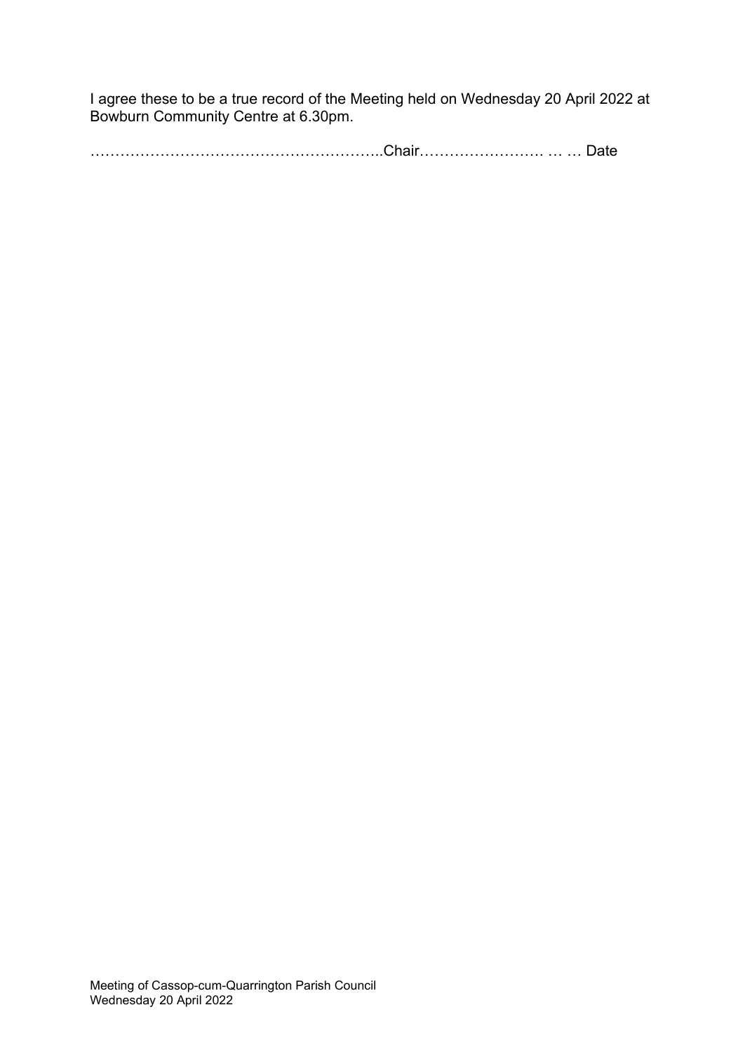I agree these to be a true record of the Meeting held on Wednesday 20 April 2022 at Bowburn Community Centre at 6.30pm.

…………………………………………………..Chair……………………. … … Date